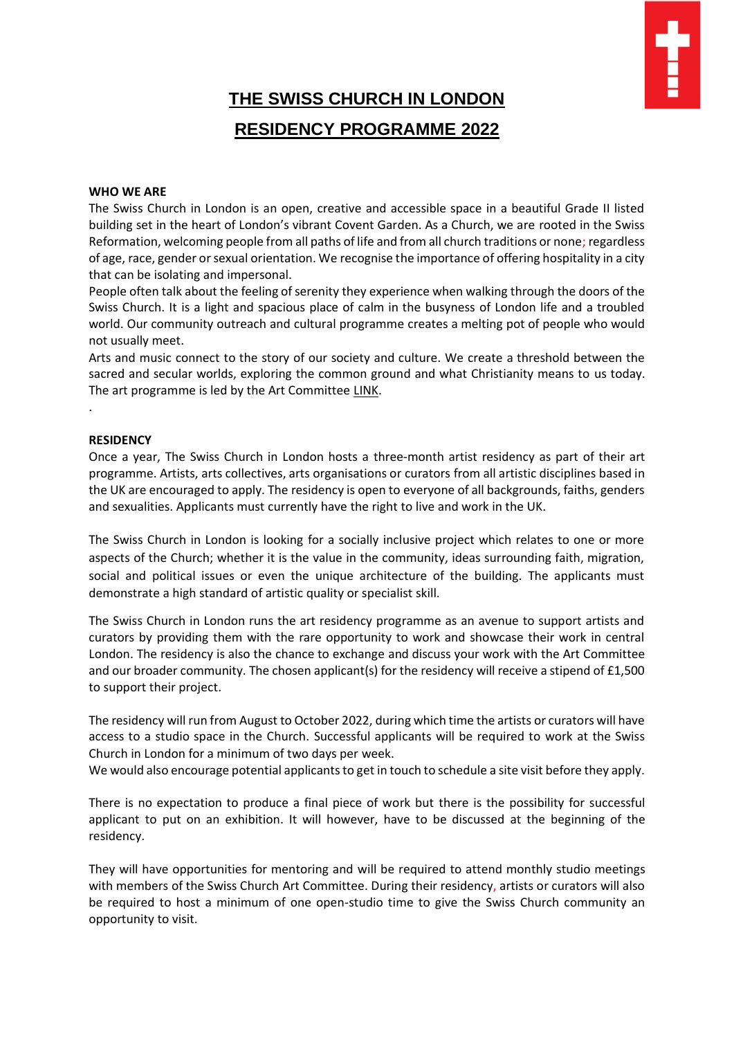# THE SWISS CHURCH IN LONDON

# RESIDENCY PROGRAMME 2022

**WHO WE ARE**

The Swiss Church in London is an open, creative and accessible space in a beautiful Grade II listed building set in the heart of London's vibrant Covent Garden. As a Church, we are rooted in the Swiss Reformation, welcoming people from all paths of life and from all church traditions or none; regardless of age, race, gender or sexual orientation. We recognise the importance of offering hospitality in a city that can be isolating and impersonal.

People often talk about the feeling of serenity they experience when walking through the doors of the Swiss Church. It is a light and spacious place of calm in the busyness of London life and a troubled world. Our community outreach and cultural programme creates a melting pot of people who would not usually meet.

Arts and music connect to the story of our society and culture. We create a threshold between the sacred and secular worlds, exploring the common ground and what Christianity means to us today. The art programme is led by the Art Committee LINK.

.

**RESIDENCY**

Once a year, The Swiss Church in London hosts a three-month artist residency as part of their art programme. Artists, arts collectives, arts organisations or curators from all artistic disciplines based in the UK are encouraged to apply. The residency is open to everyone of all backgrounds, faiths, genders and sexualities. Applicants must currently have the right to live and work in the UK.

The Swiss Church in London is looking for a socially inclusive project which relates to one or more aspects of the Church; whether it is the value in the community, ideas surrounding faith, migration, social and political issues or even the unique architecture of the building. The applicants must demonstrate a high standard of artistic quality or specialist skill.

The Swiss Church in London runs the art residency programme as an avenue to support artists and curators by providing them with the rare opportunity to work and showcase their work in central London. The residency is also the chance to exchange and discuss your work with the Art Committee and our broader community. The chosen applicant(s) for the residency will receive a stipend of £1,500 to support their project.

The residency will run from August to October 2022, during which time the artists or curators will have access to a studio space in the Church. Successful applicants will be required to work at the Swiss Church in London for a minimum of two days per week.

We would also encourage potential applicants to get in touch to schedule a site visit before they apply.

There is no expectation to produce a final piece of work but there is the possibility for successful applicant to put on an exhibition. It will however, have to be discussed at the beginning of the residency.

They will have opportunities for mentoring and will be required to attend monthly studio meetings with members of the Swiss Church Art Committee. During their residency, artists or curators will also be required to host a minimum of one open-studio time to give the Swiss Church community an opportunity to visit.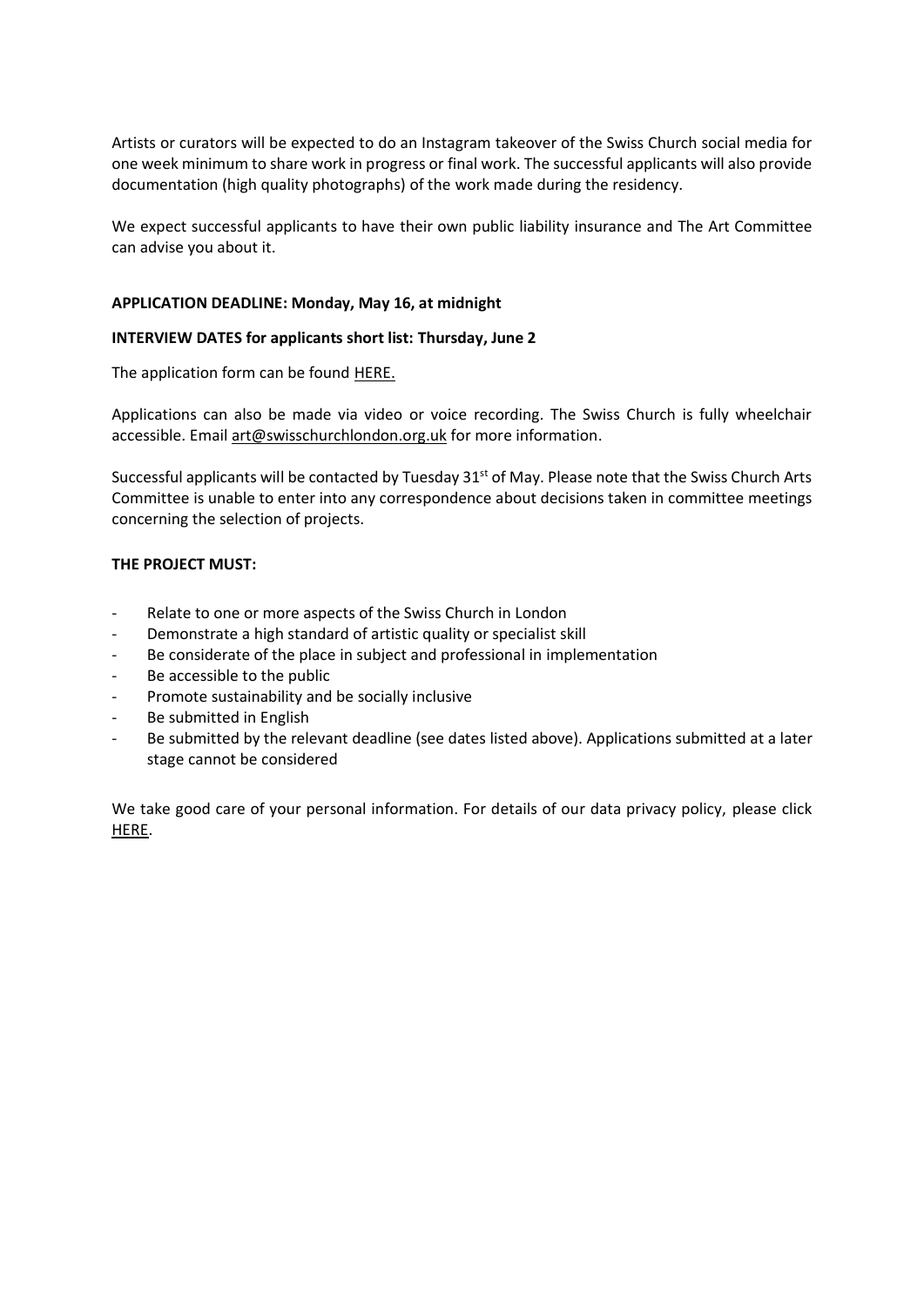Artists or curators will be expected to do an Instagram takeover of the Swiss Church social media for one week minimum to share work in progress or final work. The successful applicants will also provide documentation (high quality photographs) of the work made during the residency.

We expect successful applicants to have their own public liability insurance and The Art Committee can advise you about it.

**APPLICATION DEADLINE: Monday, May 16, at midnight**

**INTERVIEW DATES for applicants short list: Thursday, June 2**

The application form can be found HERE.

Applications can also be made via video or voice recording. The Swiss Church is fully wheelchair accessible. Email art@swisschurchlondon.org.uk for more information.

Successful applicants will be contacted by Tuesday 31st of May. Please note that the Swiss Church Arts Committee is unable to enter into any correspondence about decisions taken in committee meetings concerning the selection of projects.

**THE PROJECT MUST:**

- Relate to one or more aspects of the Swiss Church in London
- Demonstrate a high standard of artistic quality or specialist skill
- Be considerate of the place in subject and professional in implementation
- Be accessible to the public
- Promote sustainability and be socially inclusive
- Be submitted in English
- Be submitted by the relevant deadline (see dates listed above). Applications submitted at a later stage cannot be considered

We take good care of your personal information. For details of our data privacy policy, please click HERE.